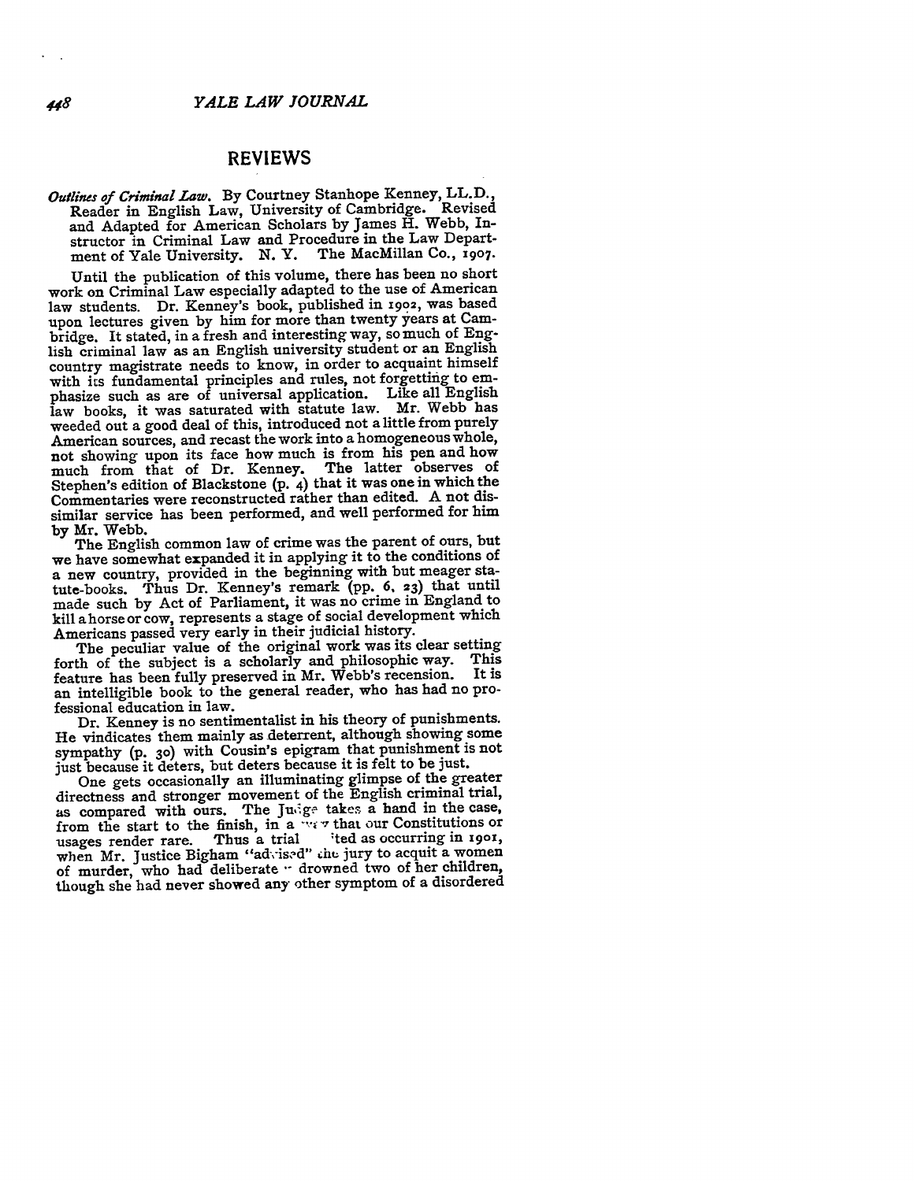## REVIEWS

*Outlines of Criminal Law.* By Courtney Stanhope Kenney, LL.D., Reader in English Law, University of Cambridge. Revised and Adapted for American Scholars by James H. Webb, Instructor in Criminal Law and Procedure in the Law Department of Yale University. N. Y. The MacMillan Co., 1907.

Until the publication of this volume, there has been no short work on Criminal Law especially adapted to the use of American law students. Dr. Kenney's book, published in 1902, was based upon lectures given by him for more than twenty years at Cambridge. It stated, in a fresh and interesting way, so much of English criminal law as an English university student or an English country magistrate needs to know, in order to acquaint himself with its fundamental principles and rules, not forgetting to emphasize such as are of universal application. Like all English law books, it was saturated with statute law. Mr. Webb has weeded out a good deal of this, introduced not a little from purely American sources, and recast the work into a homogeneous whole, not showing upon its face how much is from his pen and how much from that of Dr. Kenney. The latter observes of Stephen's edition of Blackstone (p. 4) that it was one in which the Commentaries were reconstructed rather than edited. A not dissimilar service has been performed, and well performed for him by Mr. Webb.

The English common law of crime was the parent of ours, but we have somewhat expanded it in applying it to the conditions of a new country, provided in the beginning with but meager statute-books. Thus Dr. Kenney's remark (pp. 6, 23) that until made such by Act of Parliament, it was no crime in England to kill a horse or cow, represents a stage of social development which Americans passed very early in their judicial history.

The peculiar value of the original work was its clear setting forth of the subject is a scholarly and philosophic way. This feature has been fully preserved in Mr. Webb's recension. It is an intelligible book to the general reader, who has had no professional education in law.

Dr. Kenney is no sentimentalist in his theory of punishments. He vindicates them mainly as deterrent, although showing some sympathy (p. 30) with Cousin's epigram that punishment is not just because it deters, but deters because it is felt to be just.

One gets occasionally an illuminating glimpse of the greater directness and stronger movement of the English criminal trial, as compared with ours. The Judge takes a hand in the case, from the start to the finish, in a way that our Constitutions or usages render rare. Thus a trial ted as occurring in 1901, when Mr. Justice Bigham "advised" the jury to acquit a women of murder, who had deliberately drowned two of her children, though she had never showed any other symptom of a disordered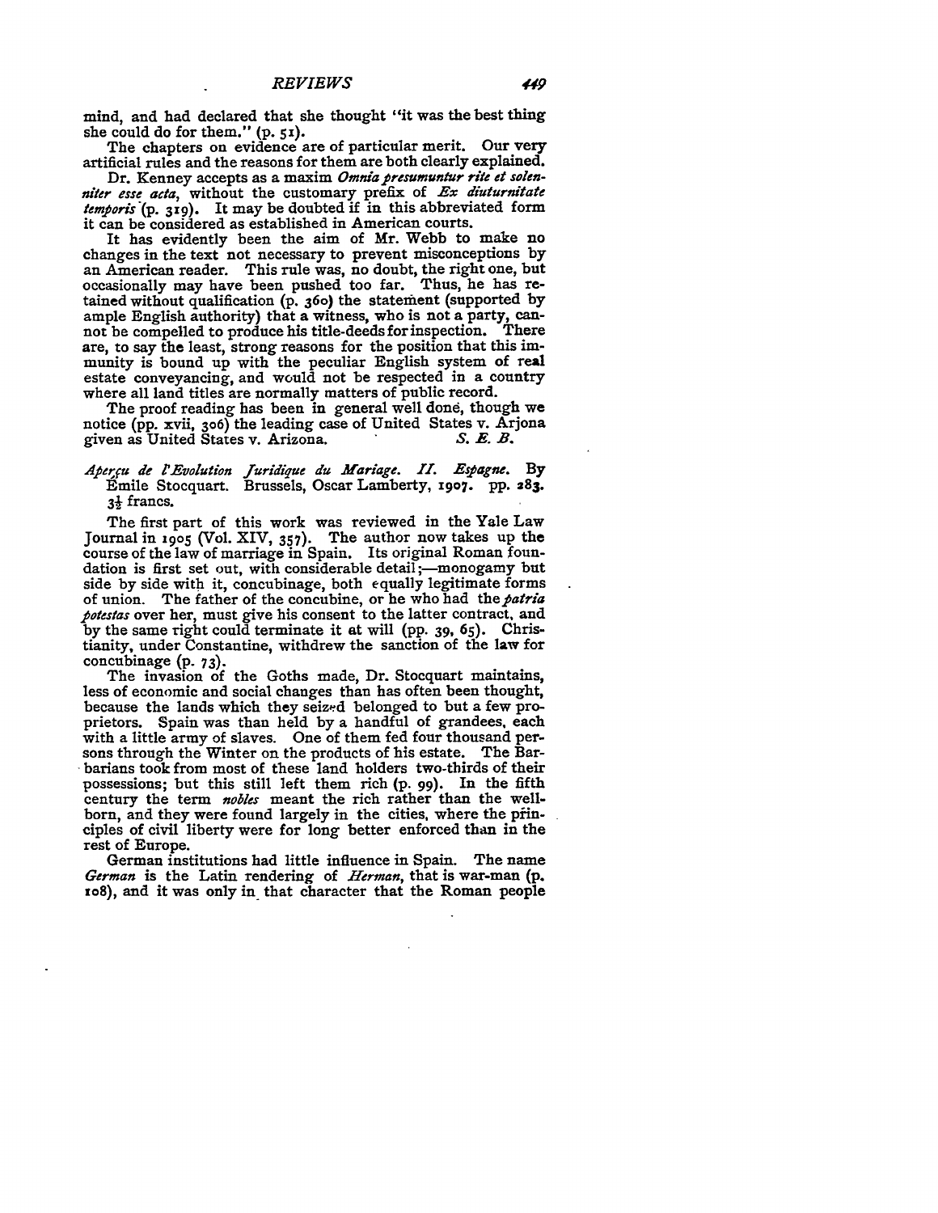mind, and had declared that she thought "it was the best thing she could do for them." (p. 51).

The chapters on evidence are of particular merit. Our very artificial rules and the reasons for them are both clearly explained.

Dr. Kenney accepts as a maxim *Omnia presumuntur rite et solenniter esse acta*, without the customary prefix of *Ex diuturnitate temporis* (p. 319). It may be doubted if in this abbreviated form it can be considered as established in American courts.

It has evidently been the aim of Mr. Webb to make no changes in the text not necessary to prevent misconceptions by an American reader. This rule was, no doubt, the right one, but occasionally may have been pushed too far. Thus, he has retained without qualification (p. 360) the statement (supported by ample English authority) that a witness, who is not a party, cannot be compelled to produce his title-deeds for inspection. There are, to say the least, strong reasons for the position that this immunity is bound up with the peculiar English system of real estate conveyancing, and would not be respected in a country where all land titles are normally matters of public record.

The proof reading has been in general well done, though we notice (pp. xvii, 306) the leading case of United States v. Arjona given as United States v. Arizona.

S. E. B.

*Aperçu de l'Evolution Juridique du Mariage. II. Espagne.* By Émile Stocquart. Brussels, Oscar Lamberty, 1907. pp. 283. 3½ francs.

The first part of this work was reviewed in the Yale Law Journal in 1905 (Vol. XIV, 357). The author now takes up the course of the law of marriage in Spain. Its original Roman foundation is first set out, with considerable detail;—monogamy but side by side with it, concubinage, both equally legitimate forms of union. The father of the concubine, or he who had the *patria potestas* over her, must give his consent to the latter contract, and by the same right could terminate it at will (pp. 39, 65). Christianity, under Constantine, withdrew the sanction of the law for concubinage (p. 73).

The invasion of the Goths made, Dr. Stocquart maintains, less of economic and social changes than has often been thought, because the lands which they seized belonged to but a few proprietors. Spain was than held by a handful of grandees, each with a little army of slaves. One of them fed four thousand persons through the Winter on the products of his estate. The Barbarians took from most of these land holders two-thirds of their possessions; but this still left them rich (p. 99). In the fifth century the term *nobles* meant the rich rather than the well-born, and they were found largely in the cities, where the principles of civil liberty were for long better enforced than in the rest of Europe.

German institutions had little influence in Spain. The name *German* is the Latin rendering of *Herman*, that is war-man (p. 108), and it was only in that character that the Roman people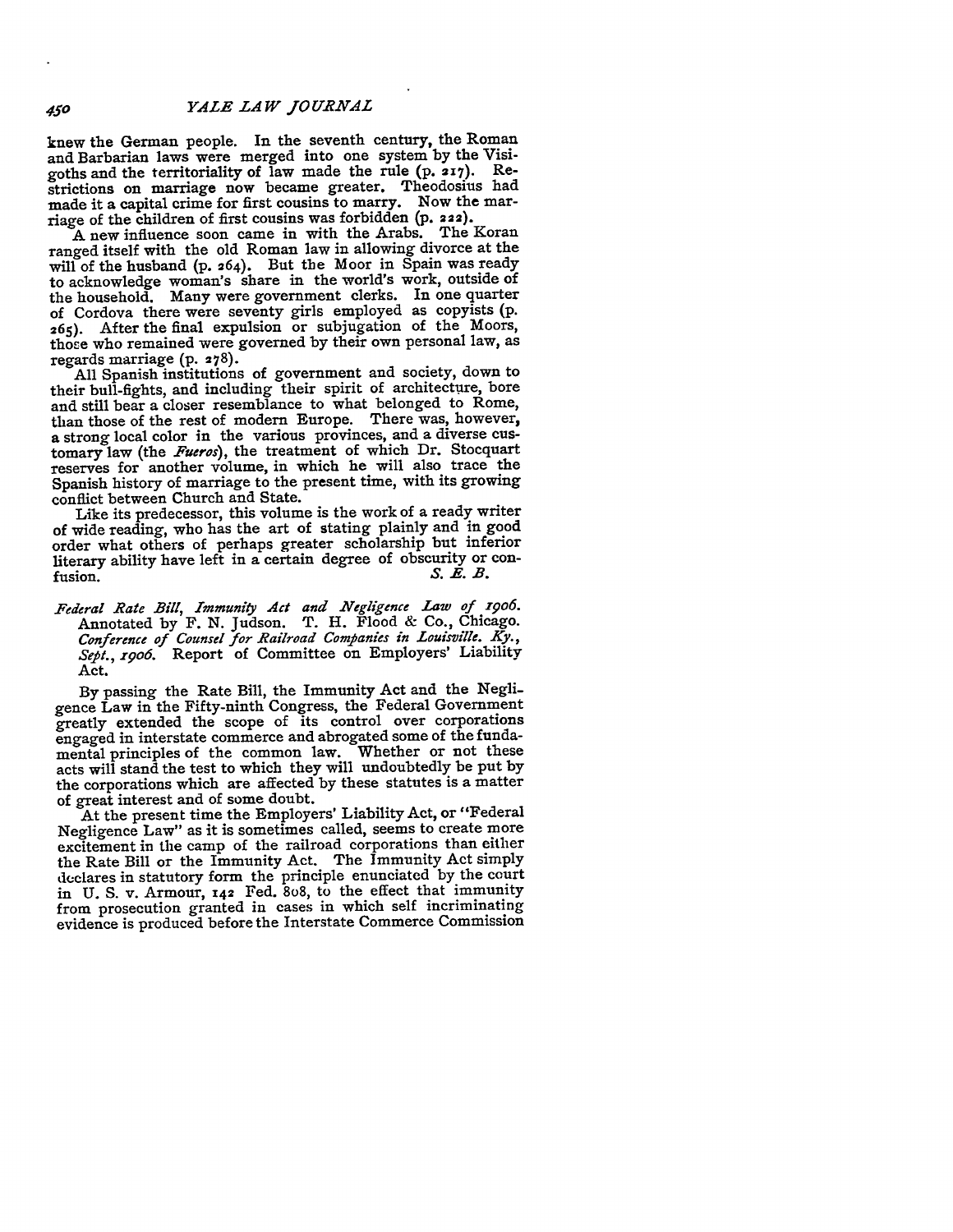knew the German people. In the seventh century, the Roman and Barbarian laws were merged into one system by the Visigoths and the territoriality of law made the rule (p. 217). Restrictions on marriage now became greater. Theodosius had made it a capital crime for first cousins to marry. Now the marriage of the children of first cousins was forbidden (p. 222).

A new influence soon came in with the Arabs. The Koran ranged itself with the old Roman law in allowing divorce at the will of the husband (p. 264). But the Moor in Spain was ready to acknowledge woman's share in the world's work, outside of the household. Many were government clerks. In one quarter of Cordova there were seventy girls employed as copyists (p. 265). After the final expulsion or subjugation of the Moors, those who remained were governed by their own personal law, as regards marriage (p. 278).

All Spanish institutions of government and society, down to their bull-fights, and including their spirit of architecture, bore and still bear a closer resemblance to what belonged to Rome, than those of the rest of modern Europe. There was, however, a strong local color in the various provinces, and a diverse customary law (the *Fueros*), the treatment of which Dr. Stocquart reserves for another volume, in which he will also trace the Spanish history of marriage to the present time, with its growing conflict between Church and State.

Like its predecessor, this volume is the work of a ready writer of wide reading, who has the art of stating plainly and in good order what others of perhaps greater scholarship but inferior literary ability have left in a certain degree of obscurity or confusion.

*S. E. B.*

*Federal Rate Bill, Immunity Act and Negligence Law of 1906.* Annotated by F. N. Judson. T. H. Flood & Co., Chicago. *Conference of Counsel for Railroad Companies in Louisville. Ky., Sept., 1906.* Report of Committee on Employers' Liability Act.

By passing the Rate Bill, the Immunity Act and the Negligence Law in the Fifty-ninth Congress, the Federal Government greatly extended the scope of its control over corporations engaged in interstate commerce and abrogated some of the fundamental principles of the common law. Whether or not these acts will stand the test to which they will undoubtedly be put by the corporations which are affected by these statutes is a matter of great interest and of some doubt.

At the present time the Employers' Liability Act, or "Federal Negligence Law" as it is sometimes called, seems to create more excitement in the camp of the railroad corporations than either the Rate Bill or the Immunity Act. The Immunity Act simply declares in statutory form the principle enunciated by the court in U. S. v. Armour, 142 Fed. 808, to the effect that immunity from prosecution granted in cases in which self incriminating evidence is produced before the Interstate Commerce Commission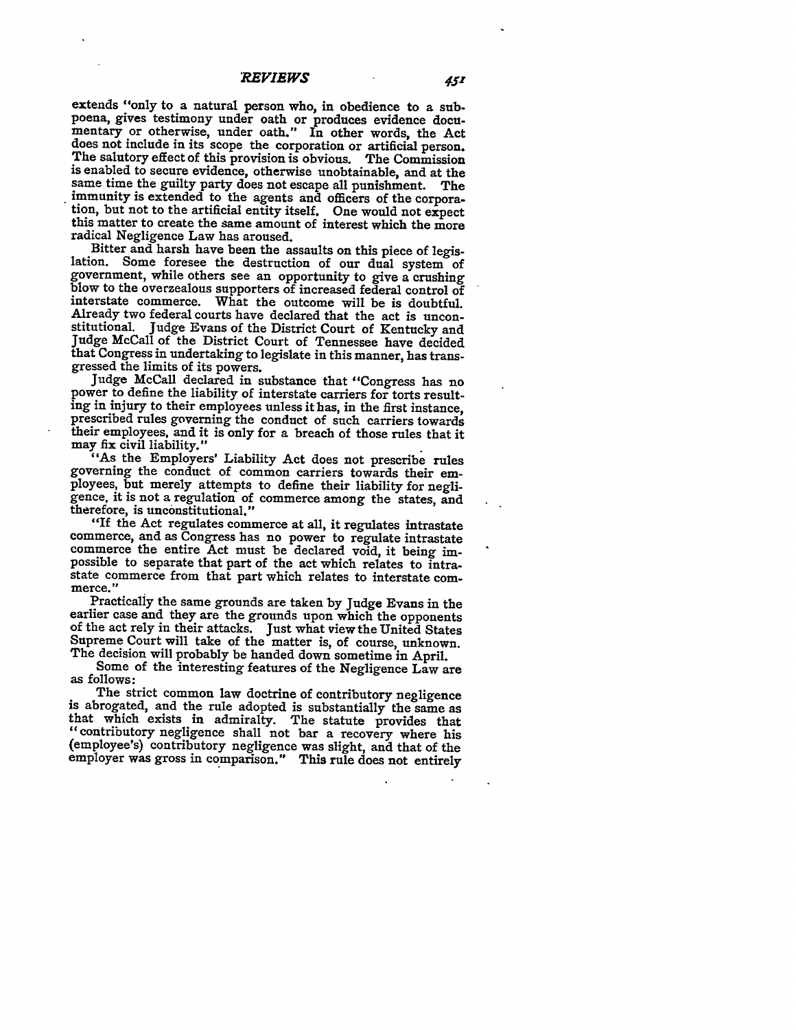extends "only to a natural person who, in obedience to a subpoena, gives testimony under oath or produces evidence documentary or otherwise, under oath." In other words, the Act does not include in its scope the corporation or artificial person. The salutory effect of this provision is obvious. The Commission is enabled to secure evidence, otherwise unobtainable, and at the same time the guilty party does not escape all punishment. The immunity is extended to the agents and officers of the corporation, but not to the artificial entity itself. One would not expect this matter to create the same amount of interest which the more radical Negligence Law has aroused.

Bitter and harsh have been the assaults on this piece of legislation. Some foresee the destruction of our dual system of government, while others see an opportunity to give a crushing blow to the overzealous supporters of increased federal control of interstate commerce. What the outcome will be is doubtful. Already two federal courts have declared that the act is unconstitutional. Judge Evans of the District Court of Kentucky and Judge McCall of the District Court of Tennessee have decided that Congress in undertaking to legislate in this manner, has transgressed the limits of its powers.

Judge McCall declared in substance that "Congress has no power to define the liability of interstate carriers for torts resulting in injury to their employees unless it has, in the first instance, prescribed rules governing the conduct of such carriers towards their employees, and it is only for a breach of those rules that it may fix civil liability."

"As the Employers' Liability Act does not prescribe rules governing the conduct of common carriers towards their employees, but merely attempts to define their liability for negligence, it is not a regulation of commerce among the states, and therefore, is unconstitutional."

"If the Act regulates commerce at all, it regulates intrastate commerce, and as Congress has no power to regulate intrastate commerce the entire Act must be declared void, it being impossible to separate that part of the act which relates to intrastate commerce from that part which relates to interstate commerce."

Practically the same grounds are taken by Judge Evans in the earlier case and they are the grounds upon which the opponents of the act rely in their attacks. Just what view the United States Supreme Court will take of the matter is, of course, unknown. The decision will probably be handed down sometime in April.

Some of the interesting features of the Negligence Law are as follows:

The strict common law doctrine of contributory negligence is abrogated, and the rule adopted is substantially the same as that which exists in admiralty. The statute provides that "contributory negligence shall not bar a recovery where his (employee's) contributory negligence was slight, and that of the employer was gross in comparison." This rule does not entirely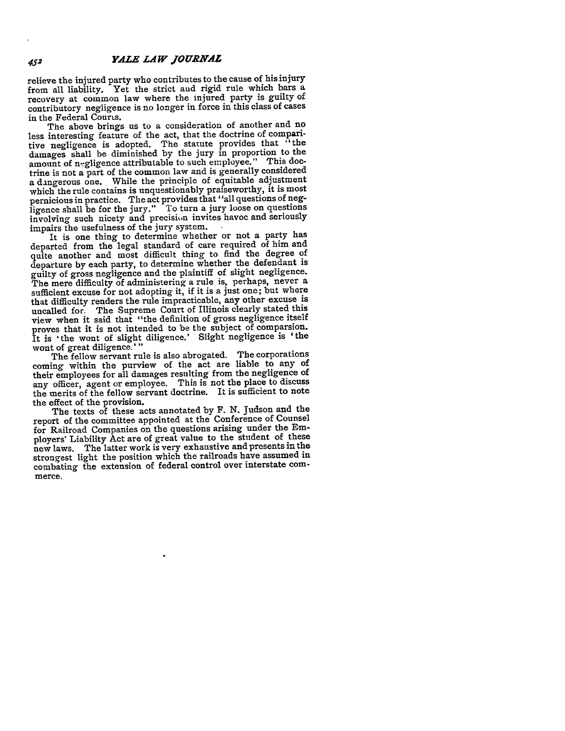relieve the injured party who contributes to the cause of his injury from all liability. Yet the strict and rigid rule which bars a recovery at common law where the injured party is guilty of contributory negligence is no longer in force in this class of cases in the Federal Courts.

The above brings us to a consideration of another and no less interesting feature of the act, that the doctrine of comparitive negligence is adopted. The statute provides that "the damages shall be diminished by the jury in proportion to the amount of negligence attributable to such employee." This doctrine is not a part of the common law and is generally considered a dangerous one. While the principle of equitable adjustment which the rule contains is unquestionably praiseworthy, it is most pernicious in practice. The act provides that "all questions of negligence shall be for the jury." To turn a jury loose on questions involving such nicety and precision invites havoc and seriously impairs the usefulness of the jury system.

It is one thing to determine whether or not a party has departed from the legal standard of care required of him and quite another and most difficult thing to find the degree of departure by each party, to determine whether the defendant is guilty of gross negligence and the plaintiff of slight negligence. The mere difficulty of administering a rule is, perhaps, never a sufficient excuse for not adopting it, if it is a just one; but where that difficulty renders the rule impracticable, any other excuse is uncalled for. The Supreme Court of Illinois clearly stated this view when it said that "the definition of gross negligence itself proves that it is not intended to be the subject of comparsion. It is 'the wont of slight diligence.' Slight negligence is 'the wont of great diligence.'"

The fellow servant rule is also abrogated. The corporations coming within the purview of the act are liable to any of their employees for all damages resulting from the negligence of any officer, agent or employee. This is not the place to discuss the merits of the fellow servant doctrine. It is sufficient to note the effect of the provision.

The texts of these acts annotated by F. N. Judson and the report of the committee appointed at the Conference of Counsel for Railroad Companies on the questions arising under the Employers' Liability Act are of great value to the student of these new laws. The latter work is very exhaustive and presents in the strongest light the position which the railroads have assumed in combating the extension of federal control over interstate commerce.